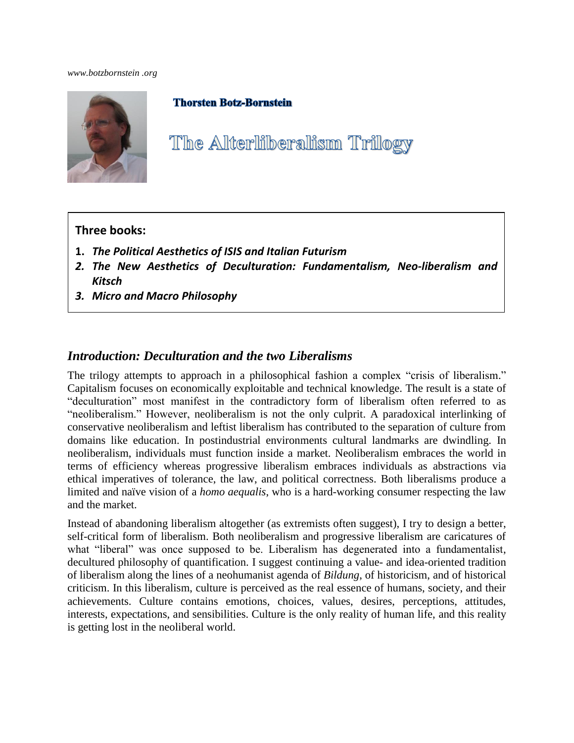*www.botzbornstein .org*

**Thorsten Botz-Bornstein**

# The Alterliberalism Trilogy

**Three books:**

1. ***The Political Aesthetics of ISIS and Italian Futurism***
2. ***The New Aesthetics of Deculturation: Fundamentalism, Neo-liberalism and Kitsch***
3. ***Micro and Macro Philosophy***

## *Introduction: Deculturation and the two Liberalisms*

The trilogy attempts to approach in a philosophical fashion a complex "crisis of liberalism." Capitalism focuses on economically exploitable and technical knowledge. The result is a state of "deculturation" most manifest in the contradictory form of liberalism often referred to as "neoliberalism." However, neoliberalism is not the only culprit. A paradoxical interlinking of conservative neoliberalism and leftist liberalism has contributed to the separation of culture from domains like education. In postindustrial environments cultural landmarks are dwindling. In neoliberalism, individuals must function inside a market. Neoliberalism embraces the world in terms of efficiency whereas progressive liberalism embraces individuals as abstractions via ethical imperatives of tolerance, the law, and political correctness. Both liberalisms produce a limited and naïve vision of a *homo aequalis*, who is a hard-working consumer respecting the law and the market.

Instead of abandoning liberalism altogether (as extremists often suggest), I try to design a better, self-critical form of liberalism. Both neoliberalism and progressive liberalism are caricatures of what "liberal" was once supposed to be. Liberalism has degenerated into a fundamentalist, decultured philosophy of quantification. I suggest continuing a value- and idea-oriented tradition of liberalism along the lines of a neohumanist agenda of *Bildung*, of historicism, and of historical criticism. In this liberalism, culture is perceived as the real essence of humans, society, and their achievements. Culture contains emotions, choices, values, desires, perceptions, attitudes, interests, expectations, and sensibilities. Culture is the only reality of human life, and this reality is getting lost in the neoliberal world.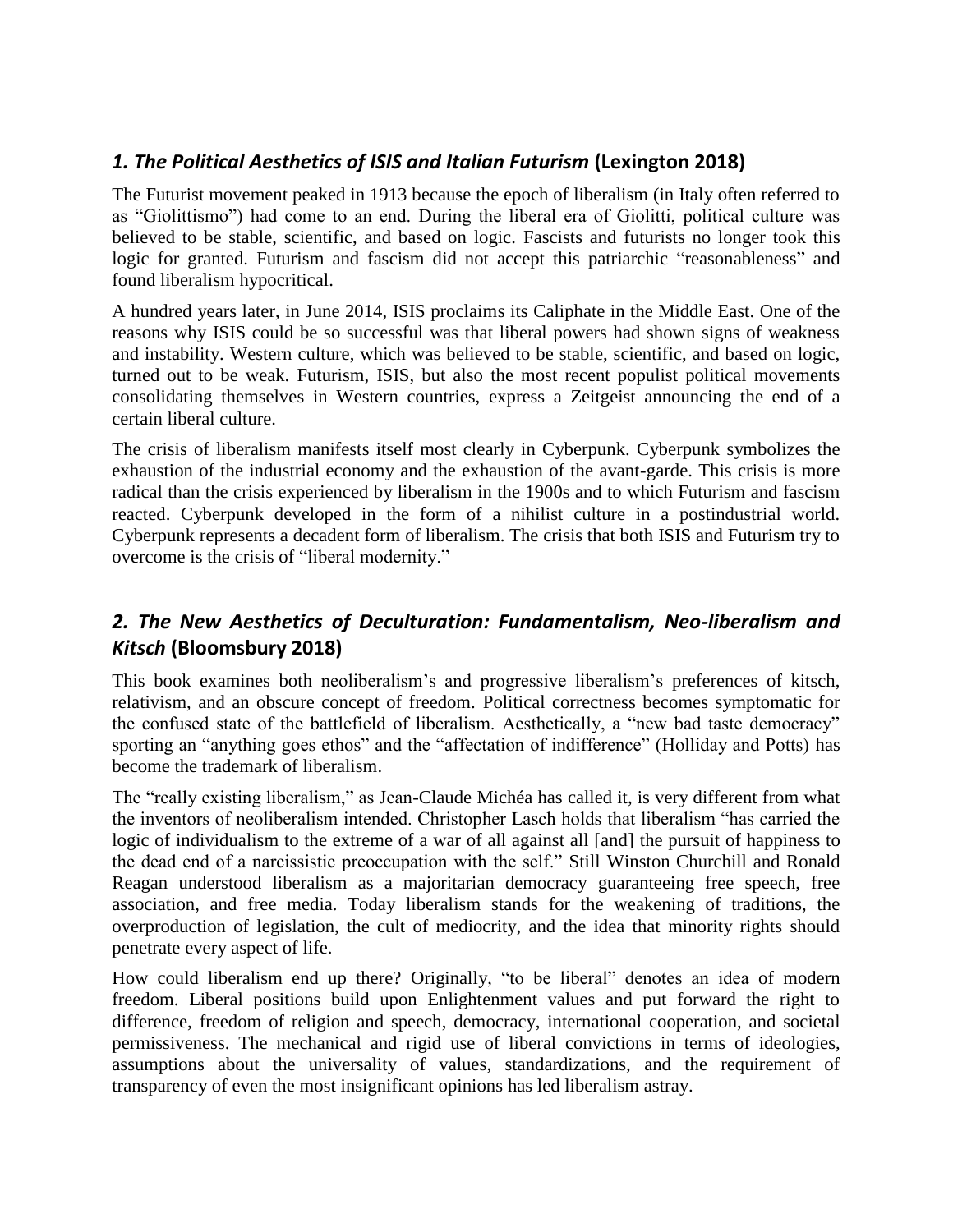## *1. The Political Aesthetics of ISIS and Italian Futurism* (Lexington 2018)

The Futurist movement peaked in 1913 because the epoch of liberalism (in Italy often referred to as "Giolittismo") had come to an end. During the liberal era of Giolitti, political culture was believed to be stable, scientific, and based on logic. Fascists and futurists no longer took this logic for granted. Futurism and fascism did not accept this patriarchic "reasonableness" and found liberalism hypocritical.

A hundred years later, in June 2014, ISIS proclaims its Caliphate in the Middle East. One of the reasons why ISIS could be so successful was that liberal powers had shown signs of weakness and instability. Western culture, which was believed to be stable, scientific, and based on logic, turned out to be weak. Futurism, ISIS, but also the most recent populist political movements consolidating themselves in Western countries, express a Zeitgeist announcing the end of a certain liberal culture.

The crisis of liberalism manifests itself most clearly in Cyberpunk. Cyberpunk symbolizes the exhaustion of the industrial economy and the exhaustion of the avant-garde. This crisis is more radical than the crisis experienced by liberalism in the 1900s and to which Futurism and fascism reacted. Cyberpunk developed in the form of a nihilist culture in a postindustrial world. Cyberpunk represents a decadent form of liberalism. The crisis that both ISIS and Futurism try to overcome is the crisis of "liberal modernity."

## *2. The New Aesthetics of Deculturation: Fundamentalism, Neo-liberalism and Kitsch* (Bloomsbury 2018)

This book examines both neoliberalism's and progressive liberalism's preferences of kitsch, relativism, and an obscure concept of freedom. Political correctness becomes symptomatic for the confused state of the battlefield of liberalism. Aesthetically, a "new bad taste democracy" sporting an "anything goes ethos" and the "affectation of indifference" (Holliday and Potts) has become the trademark of liberalism.

The "really existing liberalism," as Jean-Claude Michéa has called it, is very different from what the inventors of neoliberalism intended. Christopher Lasch holds that liberalism "has carried the logic of individualism to the extreme of a war of all against all [and] the pursuit of happiness to the dead end of a narcissistic preoccupation with the self." Still Winston Churchill and Ronald Reagan understood liberalism as a majoritarian democracy guaranteeing free speech, free association, and free media. Today liberalism stands for the weakening of traditions, the overproduction of legislation, the cult of mediocrity, and the idea that minority rights should penetrate every aspect of life.

How could liberalism end up there? Originally, "to be liberal" denotes an idea of modern freedom. Liberal positions build upon Enlightenment values and put forward the right to difference, freedom of religion and speech, democracy, international cooperation, and societal permissiveness. The mechanical and rigid use of liberal convictions in terms of ideologies, assumptions about the universality of values, standardizations, and the requirement of transparency of even the most insignificant opinions has led liberalism astray.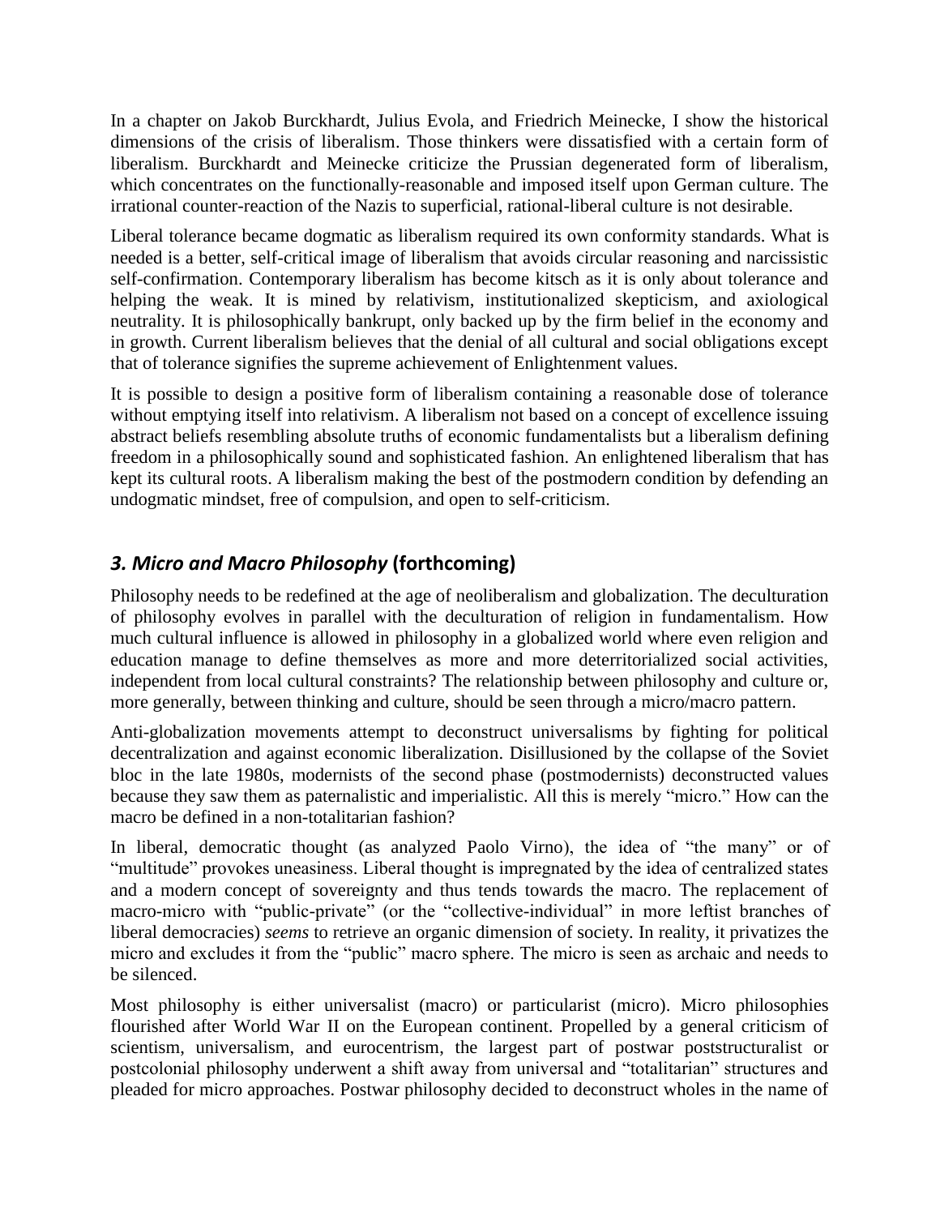In a chapter on Jakob Burckhardt, Julius Evola, and Friedrich Meinecke, I show the historical dimensions of the crisis of liberalism. Those thinkers were dissatisfied with a certain form of liberalism. Burckhardt and Meinecke criticize the Prussian degenerated form of liberalism, which concentrates on the functionally-reasonable and imposed itself upon German culture. The irrational counter-reaction of the Nazis to superficial, rational-liberal culture is not desirable.

Liberal tolerance became dogmatic as liberalism required its own conformity standards. What is needed is a better, self-critical image of liberalism that avoids circular reasoning and narcissistic self-confirmation. Contemporary liberalism has become kitsch as it is only about tolerance and helping the weak. It is mined by relativism, institutionalized skepticism, and axiological neutrality. It is philosophically bankrupt, only backed up by the firm belief in the economy and in growth. Current liberalism believes that the denial of all cultural and social obligations except that of tolerance signifies the supreme achievement of Enlightenment values.

It is possible to design a positive form of liberalism containing a reasonable dose of tolerance without emptying itself into relativism. A liberalism not based on a concept of excellence issuing abstract beliefs resembling absolute truths of economic fundamentalists but a liberalism defining freedom in a philosophically sound and sophisticated fashion. An enlightened liberalism that has kept its cultural roots. A liberalism making the best of the postmodern condition by defending an undogmatic mindset, free of compulsion, and open to self-criticism.

## *3. Micro and Macro Philosophy* (forthcoming)

Philosophy needs to be redefined at the age of neoliberalism and globalization. The deculturation of philosophy evolves in parallel with the deculturation of religion in fundamentalism. How much cultural influence is allowed in philosophy in a globalized world where even religion and education manage to define themselves as more and more deterritorialized social activities, independent from local cultural constraints? The relationship between philosophy and culture or, more generally, between thinking and culture, should be seen through a micro/macro pattern.

Anti-globalization movements attempt to deconstruct universalisms by fighting for political decentralization and against economic liberalization. Disillusioned by the collapse of the Soviet bloc in the late 1980s, modernists of the second phase (postmodernists) deconstructed values because they saw them as paternalistic and imperialistic. All this is merely "micro." How can the macro be defined in a non-totalitarian fashion?

In liberal, democratic thought (as analyzed Paolo Virno), the idea of "the many" or of "multitude" provokes uneasiness. Liberal thought is impregnated by the idea of centralized states and a modern concept of sovereignty and thus tends towards the macro. The replacement of macro-micro with "public-private" (or the "collective-individual" in more leftist branches of liberal democracies) *seems* to retrieve an organic dimension of society. In reality, it privatizes the micro and excludes it from the "public" macro sphere. The micro is seen as archaic and needs to be silenced.

Most philosophy is either universalist (macro) or particularist (micro). Micro philosophies flourished after World War II on the European continent. Propelled by a general criticism of scientism, universalism, and eurocentrism, the largest part of postwar poststructuralist or postcolonial philosophy underwent a shift away from universal and "totalitarian" structures and pleaded for micro approaches. Postwar philosophy decided to deconstruct wholes in the name of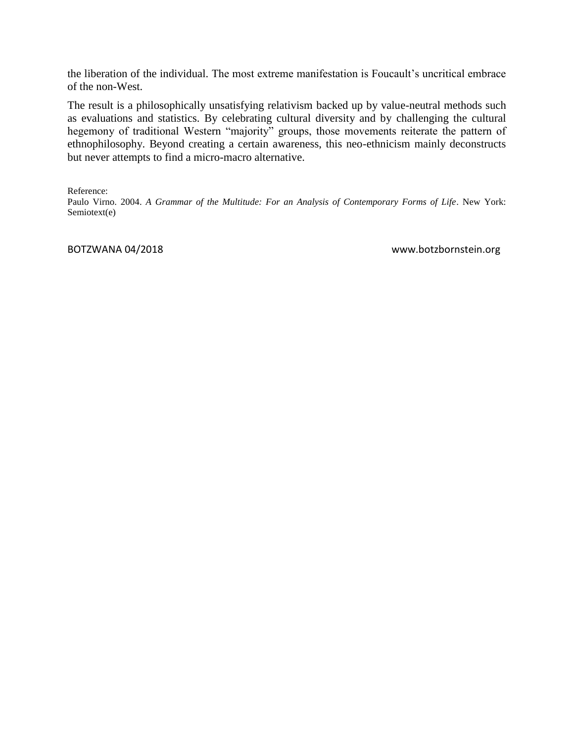the liberation of the individual. The most extreme manifestation is Foucault's uncritical embrace of the non-West.

The result is a philosophically unsatisfying relativism backed up by value-neutral methods such as evaluations and statistics. By celebrating cultural diversity and by challenging the cultural hegemony of traditional Western "majority" groups, those movements reiterate the pattern of ethnophilosophy. Beyond creating a certain awareness, this neo-ethnicism mainly deconstructs but never attempts to find a micro-macro alternative.

Reference:
Paulo Virno. 2004. *A Grammar of the Multitude: For an Analysis of Contemporary Forms of Life*. New York: Semiotext(e)